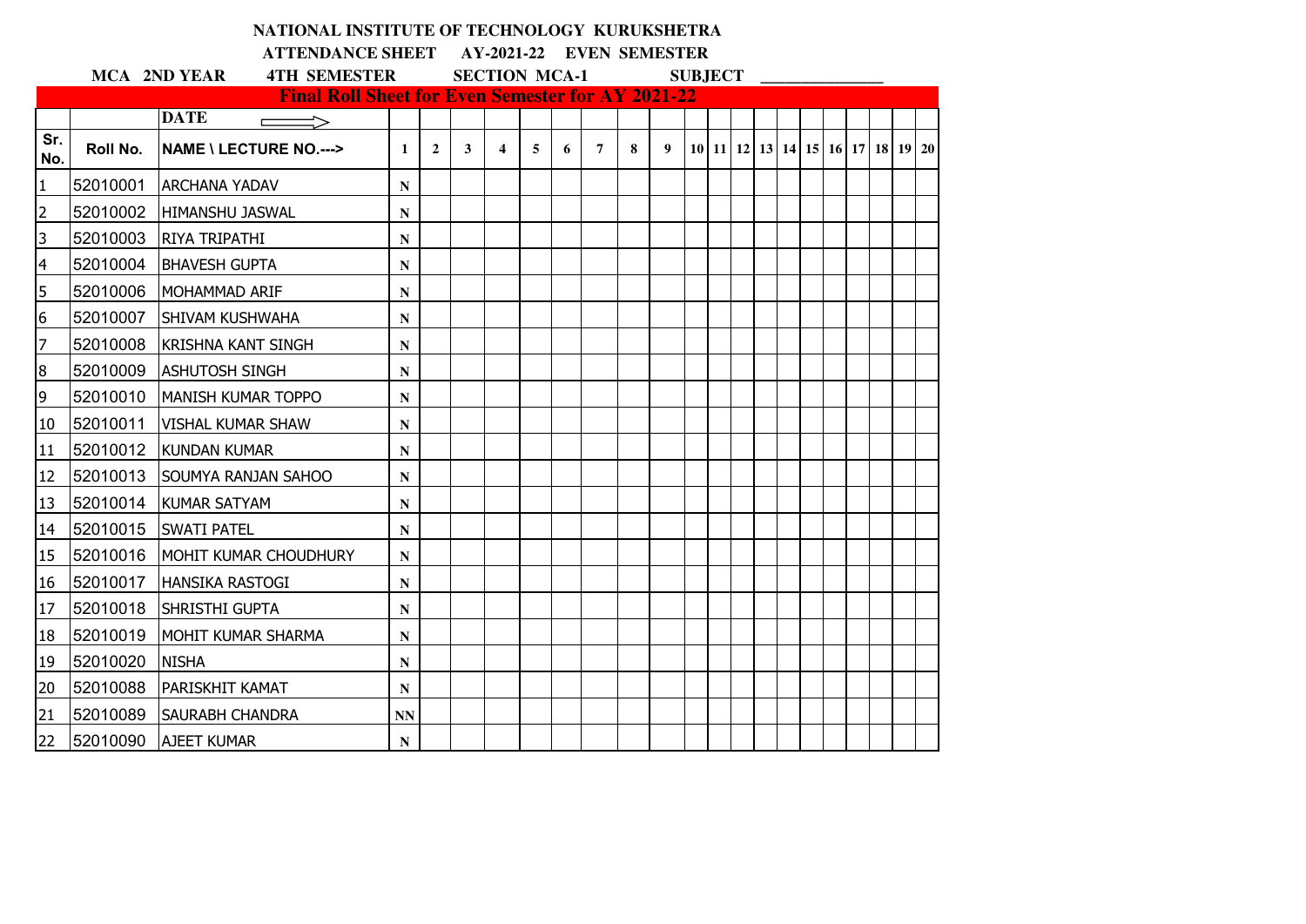**NATIONAL INSTITUTE OF TECHNOLOGY KURUKSHETRA**

**ATTENDANCE SHEET AY-2021-22 EVEN SEMESTER**

**MCA 2ND YEAR 4TH SEMESTER SECTION MCA-1 SUBJECT \_\_\_\_\_\_\_\_\_\_\_\_\_\_**

**Final Roll Sheet for Even Semester for AY 2021-22**

| | | DATE | | | | | | | | | | | | | | | | | | | | |
|---|---|---|---|---|---|---|---|---|---|---|---|---|---|---|---|---|---|---|---|---|---|---|
| Sr. No. | Roll No. | NAME \ LECTURE NO.---> | 1 | 2 | 3 | 4 | 5 | 6 | 7 | 8 | 9 | 10 | 11 | 12 | 13 | 14 | 15 | 16 | 17 | 18 | 19 | 20 |
| 1 | 52010001 | ARCHANA YADAV | N | | | | | | | | | | | | | | | | | | | |
| 2 | 52010002 | HIMANSHU JASWAL | N | | | | | | | | | | | | | | | | | | | |
| 3 | 52010003 | RIYA TRIPATHI | N | | | | | | | | | | | | | | | | | | | |
| 4 | 52010004 | BHAVESH GUPTA | N | | | | | | | | | | | | | | | | | | | |
| 5 | 52010006 | MOHAMMAD ARIF | N | | | | | | | | | | | | | | | | | | | |
| 6 | 52010007 | SHIVAM KUSHWAHA | N | | | | | | | | | | | | | | | | | | | |
| 7 | 52010008 | KRISHNA KANT SINGH | N | | | | | | | | | | | | | | | | | | | |
| 8 | 52010009 | ASHUTOSH SINGH | N | | | | | | | | | | | | | | | | | | | |
| 9 | 52010010 | MANISH KUMAR TOPPO | N | | | | | | | | | | | | | | | | | | | |
| 10 | 52010011 | VISHAL KUMAR SHAW | N | | | | | | | | | | | | | | | | | | | |
| 11 | 52010012 | KUNDAN KUMAR | N | | | | | | | | | | | | | | | | | | | |
| 12 | 52010013 | SOUMYA RANJAN SAHOO | N | | | | | | | | | | | | | | | | | | | |
| 13 | 52010014 | KUMAR SATYAM | N | | | | | | | | | | | | | | | | | | | |
| 14 | 52010015 | SWATI PATEL | N | | | | | | | | | | | | | | | | | | | |
| 15 | 52010016 | MOHIT KUMAR CHOUDHURY | N | | | | | | | | | | | | | | | | | | | |
| 16 | 52010017 | HANSIKA RASTOGI | N | | | | | | | | | | | | | | | | | | | |
| 17 | 52010018 | SHRISTHI GUPTA | N | | | | | | | | | | | | | | | | | | | |
| 18 | 52010019 | MOHIT KUMAR SHARMA | N | | | | | | | | | | | | | | | | | | | |
| 19 | 52010020 | NISHA | N | | | | | | | | | | | | | | | | | | | |
| 20 | 52010088 | PARISKHIT KAMAT | N | | | | | | | | | | | | | | | | | | | |
| 21 | 52010089 | SAURABH CHANDRA | NN | | | | | | | | | | | | | | | | | | | |
| 22 | 52010090 | AJEET KUMAR | N | | | | | | | | | | | | | | | | | | | |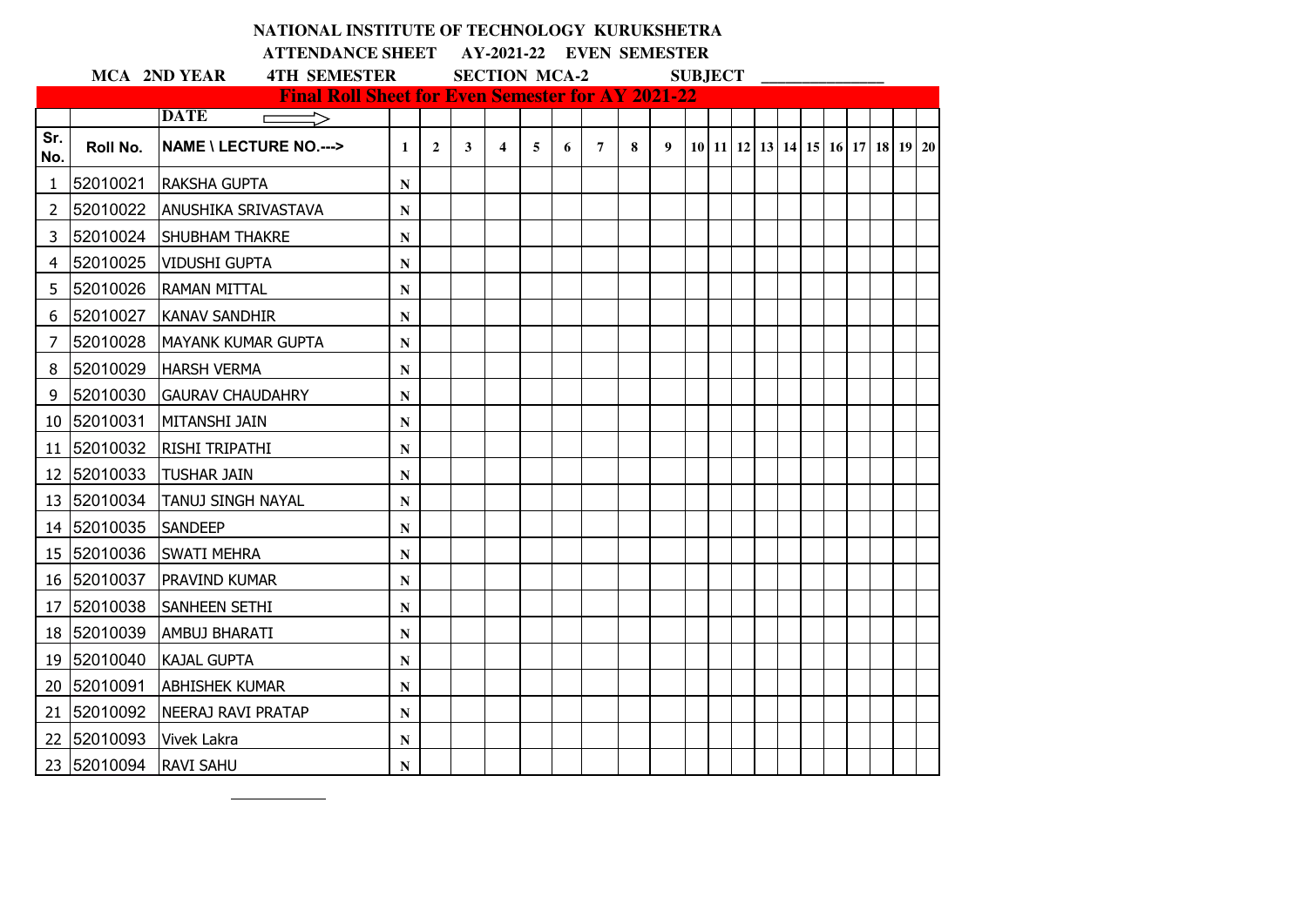# NATIONAL INSTITUTE OF TECHNOLOGY KURUKSHETRA

## ATTENDANCE SHEET AY-2021-22 EVEN SEMESTER

**MCA 2ND YEAR 4TH SEMESTER SECTION MCA-2 SUBJECT \_\_\_\_\_\_\_\_\_\_\_\_\_\_**

**Final Roll Sheet for Even Semester for AY 2021-22**

| | | DATE ⟶ | | | | | | | | | | | | | | | | | | | |
|---|---|---|---|---|---|---|---|---|---|---|---|---|---|---|---|---|---|---|---|---|---|
| Sr. No. | Roll No. | NAME \ LECTURE NO.---> | 1 | 2 | 3 | 4 | 5 | 6 | 7 | 8 | 9 | 10 | 11 | 12 | 13 | 14 | 15 | 16 | 17 | 18 | 19 | 20 |
| 1 | 52010021 | RAKSHA GUPTA | N | | | | | | | | | | | | | | | | | | | |
| 2 | 52010022 | ANUSHIKA SRIVASTAVA | N | | | | | | | | | | | | | | | | | | | |
| 3 | 52010024 | SHUBHAM THAKRE | N | | | | | | | | | | | | | | | | | | | |
| 4 | 52010025 | VIDUSHI GUPTA | N | | | | | | | | | | | | | | | | | | | |
| 5 | 52010026 | RAMAN MITTAL | N | | | | | | | | | | | | | | | | | | | |
| 6 | 52010027 | KANAV SANDHIR | N | | | | | | | | | | | | | | | | | | | |
| 7 | 52010028 | MAYANK KUMAR GUPTA | N | | | | | | | | | | | | | | | | | | | |
| 8 | 52010029 | HARSH VERMA | N | | | | | | | | | | | | | | | | | | | |
| 9 | 52010030 | GAURAV CHAUDAHRY | N | | | | | | | | | | | | | | | | | | | |
| 10 | 52010031 | MITANSHI JAIN | N | | | | | | | | | | | | | | | | | | | |
| 11 | 52010032 | RISHI TRIPATHI | N | | | | | | | | | | | | | | | | | | | |
| 12 | 52010033 | TUSHAR JAIN | N | | | | | | | | | | | | | | | | | | | |
| 13 | 52010034 | TANUJ SINGH NAYAL | N | | | | | | | | | | | | | | | | | | | |
| 14 | 52010035 | SANDEEP | N | | | | | | | | | | | | | | | | | | | |
| 15 | 52010036 | SWATI MEHRA | N | | | | | | | | | | | | | | | | | | | |
| 16 | 52010037 | PRAVIND KUMAR | N | | | | | | | | | | | | | | | | | | | |
| 17 | 52010038 | SANHEEN SETHI | N | | | | | | | | | | | | | | | | | | | |
| 18 | 52010039 | AMBUJ BHARATI | N | | | | | | | | | | | | | | | | | | | |
| 19 | 52010040 | KAJAL GUPTA | N | | | | | | | | | | | | | | | | | | | |
| 20 | 52010091 | ABHISHEK KUMAR | N | | | | | | | | | | | | | | | | | | | |
| 21 | 52010092 | NEERAJ RAVI PRATAP | N | | | | | | | | | | | | | | | | | | | |
| 22 | 52010093 | Vivek Lakra | N | | | | | | | | | | | | | | | | | | | |
| 23 | 52010094 | RAVI SAHU | N | | | | | | | | | | | | | | | | | | | |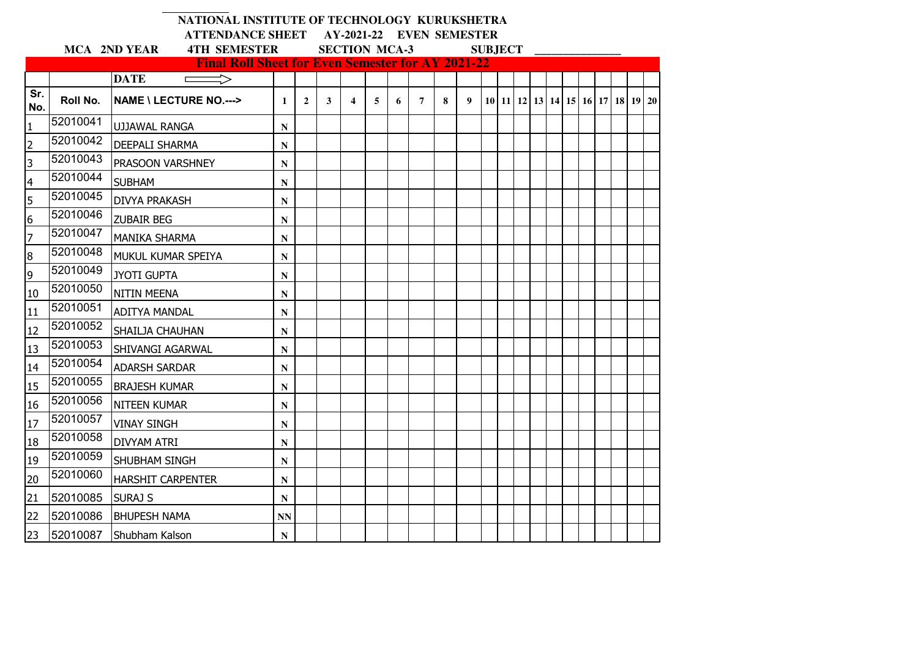**NATIONAL INSTITUTE OF TECHNOLOGY KURUKSHETRA**

**ATTENDANCE SHEET AY-2021-22 EVEN SEMESTER**

**MCA 2ND YEAR 4TH SEMESTER SECTION MCA-3 SUBJECT _______________**

**Final Roll Sheet for Even Semester for AY 2021-22**

| | | DATE ⟹ | | | | | | | | | | | | | | | | | | | | |
|---|---|---|---|---|---|---|---|---|---|---|---|---|---|---|---|---|---|---|---|---|---|---|
| Sr. No. | Roll No. | NAME \ LECTURE NO.---> | 1 | 2 | 3 | 4 | 5 | 6 | 7 | 8 | 9 | 10 | 11 | 12 | 13 | 14 | 15 | 16 | 17 | 18 | 19 | 20 |
| 1 | 52010041 | UJJAWAL RANGA | N | | | | | | | | | | | | | | | | | | | |
| 2 | 52010042 | DEEPALI SHARMA | N | | | | | | | | | | | | | | | | | | | |
| 3 | 52010043 | PRASOON VARSHNEY | N | | | | | | | | | | | | | | | | | | | |
| 4 | 52010044 | SUBHAM | N | | | | | | | | | | | | | | | | | | | |
| 5 | 52010045 | DIVYA PRAKASH | N | | | | | | | | | | | | | | | | | | | |
| 6 | 52010046 | ZUBAIR BEG | N | | | | | | | | | | | | | | | | | | | |
| 7 | 52010047 | MANIKA SHARMA | N | | | | | | | | | | | | | | | | | | | |
| 8 | 52010048 | MUKUL KUMAR SPEIYA | N | | | | | | | | | | | | | | | | | | | |
| 9 | 52010049 | JYOTI GUPTA | N | | | | | | | | | | | | | | | | | | | |
| 10 | 52010050 | NITIN MEENA | N | | | | | | | | | | | | | | | | | | | |
| 11 | 52010051 | ADITYA MANDAL | N | | | | | | | | | | | | | | | | | | | |
| 12 | 52010052 | SHAILJA CHAUHAN | N | | | | | | | | | | | | | | | | | | | |
| 13 | 52010053 | SHIVANGI AGARWAL | N | | | | | | | | | | | | | | | | | | | |
| 14 | 52010054 | ADARSH SARDAR | N | | | | | | | | | | | | | | | | | | | |
| 15 | 52010055 | BRAJESH KUMAR | N | | | | | | | | | | | | | | | | | | | |
| 16 | 52010056 | NITEEN KUMAR | N | | | | | | | | | | | | | | | | | | | |
| 17 | 52010057 | VINAY SINGH | N | | | | | | | | | | | | | | | | | | | |
| 18 | 52010058 | DIVYAM ATRI | N | | | | | | | | | | | | | | | | | | | |
| 19 | 52010059 | SHUBHAM SINGH | N | | | | | | | | | | | | | | | | | | | |
| 20 | 52010060 | HARSHIT CARPENTER | N | | | | | | | | | | | | | | | | | | | |
| 21 | 52010085 | SURAJ S | N | | | | | | | | | | | | | | | | | | | |
| 22 | 52010086 | BHUPESH NAMA | NN | | | | | | | | | | | | | | | | | | | |
| 23 | 52010087 | Shubham Kalson | N | | | | | | | | | | | | | | | | | | | |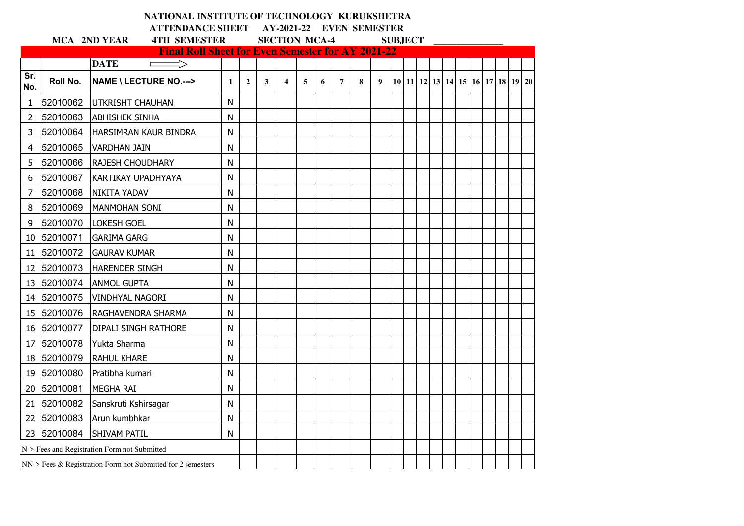# NATIONAL INSTITUTE OF TECHNOLOGY KURUKSHETRA

## ATTENDANCE SHEET AY-2021-22 EVEN SEMESTER

MCA 2ND YEAR 4TH SEMESTER SECTION MCA-4 SUBJECT _______________

**Final Roll Sheet for Even Semester for AY 2021-22**

| | | DATE ⟹ | | | | | | | | | | | | | | | | | | | |
|---|---|---|---|---|---|---|---|---|---|---|---|---|---|---|---|---|---|---|---|---|---|
| Sr. No. | Roll No. | NAME \ LECTURE NO.---> | 1 | 2 | 3 | 4 | 5 | 6 | 7 | 8 | 9 | 10 | 11 | 12 | 13 | 14 | 15 | 16 | 17 | 18 | 19 | 20 |
| 1 | 52010062 | UTKRISHT CHAUHAN | N | | | | | | | | | | | | | | | | | | | |
| 2 | 52010063 | ABHISHEK SINHA | N | | | | | | | | | | | | | | | | | | | |
| 3 | 52010064 | HARSIMRAN KAUR BINDRA | N | | | | | | | | | | | | | | | | | | | |
| 4 | 52010065 | VARDHAN JAIN | N | | | | | | | | | | | | | | | | | | | |
| 5 | 52010066 | RAJESH CHOUDHARY | N | | | | | | | | | | | | | | | | | | | |
| 6 | 52010067 | KARTIKAY UPADHYAYA | N | | | | | | | | | | | | | | | | | | | |
| 7 | 52010068 | NIKITA YADAV | N | | | | | | | | | | | | | | | | | | | |
| 8 | 52010069 | MANMOHAN SONI | N | | | | | | | | | | | | | | | | | | | |
| 9 | 52010070 | LOKESH GOEL | N | | | | | | | | | | | | | | | | | | | |
| 10 | 52010071 | GARIMA GARG | N | | | | | | | | | | | | | | | | | | | |
| 11 | 52010072 | GAURAV KUMAR | N | | | | | | | | | | | | | | | | | | | |
| 12 | 52010073 | HARENDER SINGH | N | | | | | | | | | | | | | | | | | | | |
| 13 | 52010074 | ANMOL GUPTA | N | | | | | | | | | | | | | | | | | | | |
| 14 | 52010075 | VINDHYAL NAGORI | N | | | | | | | | | | | | | | | | | | | |
| 15 | 52010076 | RAGHAVENDRA SHARMA | N | | | | | | | | | | | | | | | | | | | |
| 16 | 52010077 | DIPALI SINGH RATHORE | N | | | | | | | | | | | | | | | | | | | |
| 17 | 52010078 | Yukta Sharma | N | | | | | | | | | | | | | | | | | | | |
| 18 | 52010079 | RAHUL KHARE | N | | | | | | | | | | | | | | | | | | | |
| 19 | 52010080 | Pratibha kumari | N | | | | | | | | | | | | | | | | | | | |
| 20 | 52010081 | MEGHA RAI | N | | | | | | | | | | | | | | | | | | | |
| 21 | 52010082 | Sanskruti Kshirsagar | N | | | | | | | | | | | | | | | | | | | |
| 22 | 52010083 | Arun kumbhkar | N | | | | | | | | | | | | | | | | | | | |
| 23 | 52010084 | SHIVAM PATIL | N | | | | | | | | | | | | | | | | | | | |

N-> Fees and Registration Form not Submitted

NN-> Fees & Registration Form not Submitted for 2 semesters